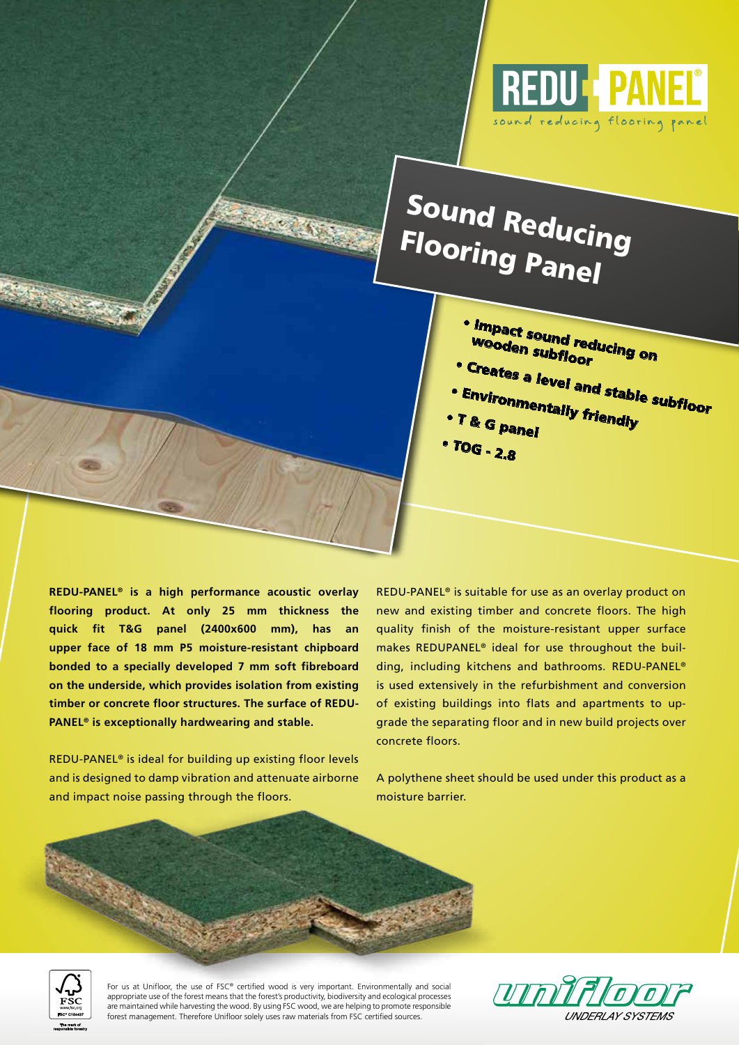REDU-PANEL®

sound reducing flooring panel

# Sound Reducing Flooring Panel

- Impact sound reducing on wooden subfloor
- Creates a level and stable subfloor
- Environmentally friendly
- T & G panel
- TOG - 2.8

**REDU-PANEL® is a high performance acoustic overlay flooring product. At only 25 mm thickness the quick fit T&G panel (2400x600 mm), has an upper face of 18 mm P5 moisture-resistant chipboard bonded to a specially developed 7 mm soft fibreboard on the underside, which provides isolation from existing timber or concrete floor structures. The surface of REDU-PANEL® is exceptionally hardwearing and stable.**

REDU-PANEL® is ideal for building up existing floor levels and is designed to damp vibration and attenuate airborne and impact noise passing through the floors.

REDU-PANEL® is suitable for use as an overlay product on new and existing timber and concrete floors. The high quality finish of the moisture-resistant upper surface makes REDUPANEL® ideal for use throughout the building, including kitchens and bathrooms. REDU-PANEL® is used extensively in the refurbishment and conversion of existing buildings into flats and apartments to upgrade the separating floor and in new build projects over concrete floors.

A polythene sheet should be used under this product as a moisture barrier.

FSC® C154497

For us at Unifloor, the use of FSC® certified wood is very important. Environmentally and social appropriate use of the forest means that the forest's productivity, biodiversity and ecological processes are maintained while harvesting the wood. By using FSC wood, we are helping to promote responsible forest management. Therefore Unifloor solely uses raw materials from FSC certified sources.

unifloor UNDERLAY SYSTEMS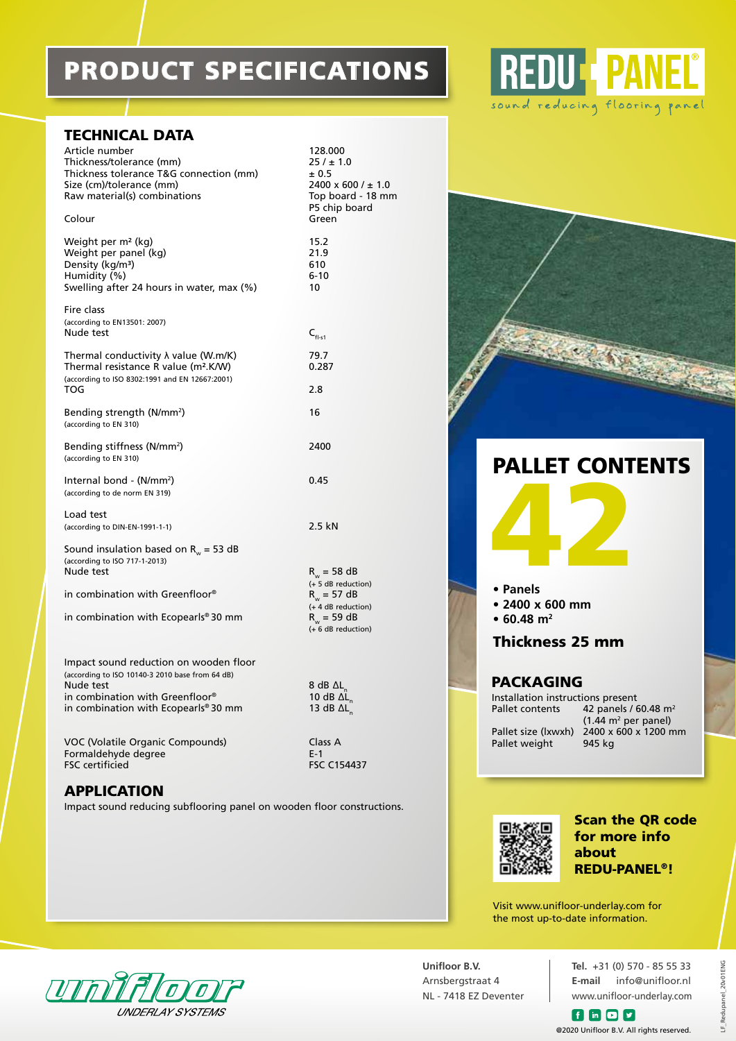# PRODUCT SPECIFICATIONS

REDU PANEL®
sound reducing flooring panel

## TECHNICAL DATA

| | |
|---|---|
| Article number | 128.000 |
| Thickness/tolerance (mm) | 25 / ± 1.0 |
| Thickness tolerance T&G connection (mm) | ± 0.5 |
| Size (cm)/tolerance (mm) | 2400 x 600 / ± 1.0 |
| Raw material(s) combinations | Top board - 18 mm P5 chip board |
| Colour | Green |
| Weight per m² (kg) | 15.2 |
| Weight per panel (kg) | 21.9 |
| Density (kg/m³) | 610 |
| Humidity (%) | 6-10 |
| Swelling after 24 hours in water, max (%) | 10 |
| Fire class (according to EN13501: 2007) Nude test | $C_{fl\text{-}s1}$ |
| Thermal conductivity λ value (W.m/K) | 79.7 |
| Thermal resistance R value (m².K/W) (according to ISO 8302:1991 and EN 12667:2001) | 0.287 |
| TOG | 2.8 |
| Bending strength (N/mm²) (according to EN 310) | 16 |
| Bending stiffness (N/mm²) (according to EN 310) | 2400 |
| Internal bond - (N/mm²) (according to de norm EN 319) | 0.45 |
| Load test (according to DIN-EN-1991-1-1) | 2.5 kN |
| Sound insulation based on $R_w$ = 53 dB (according to ISO 717-1-2013) Nude test | $R_w$ = 58 dB (+ 5 dB reduction) |
| in combination with Greenfloor® | $R_w$ = 57 dB (+ 4 dB reduction) |
| in combination with Ecopearls® 30 mm | $R_w$ = 59 dB (+ 6 dB reduction) |
| Impact sound reduction on wooden floor (according to ISO 10140-3 2010 base from 64 dB) Nude test | 8 dB $\Delta L_n$ |
| in combination with Greenfloor® | 10 dB $\Delta L_n$ |
| in combination with Ecopearls® 30 mm | 13 dB $\Delta L_n$ |
| VOC (Volatile Organic Compounds) | Class A |
| Formaldehyde degree | E-1 |
| FSC certificied | FSC C154437 |

## APPLICATION

Impact sound reducing subflooring panel on wooden floor constructions.

## PALLET CONTENTS

**42**

- **Panels**
- **2400 x 600 mm**
- **60.48 m²**

**Thickness 25 mm**

## PACKAGING

Installation instructions present

| | |
|---|---|
| Pallet contents | 42 panels / 60.48 m² (1.44 m² per panel) |
| Pallet size (lxwxh) | 2400 x 600 x 1200 mm |
| Pallet weight | 945 kg |

**Scan the QR code for more info about REDU-PANEL®!**

Visit www.unifloor-underlay.com for the most up-to-date information.

unifloor UNDERLAY SYSTEMS

**Unifloor B.V.**
Arnsbergstraat 4
NL - 7418 EZ Deventer

**Tel.** +31 (0) 570 - 85 55 33
**E-mail** info@unifloor.nl
www.unifloor-underlay.com

@2020 Unifloor B.V. All rights reserved.

LF_Redupanel_20-01ENG